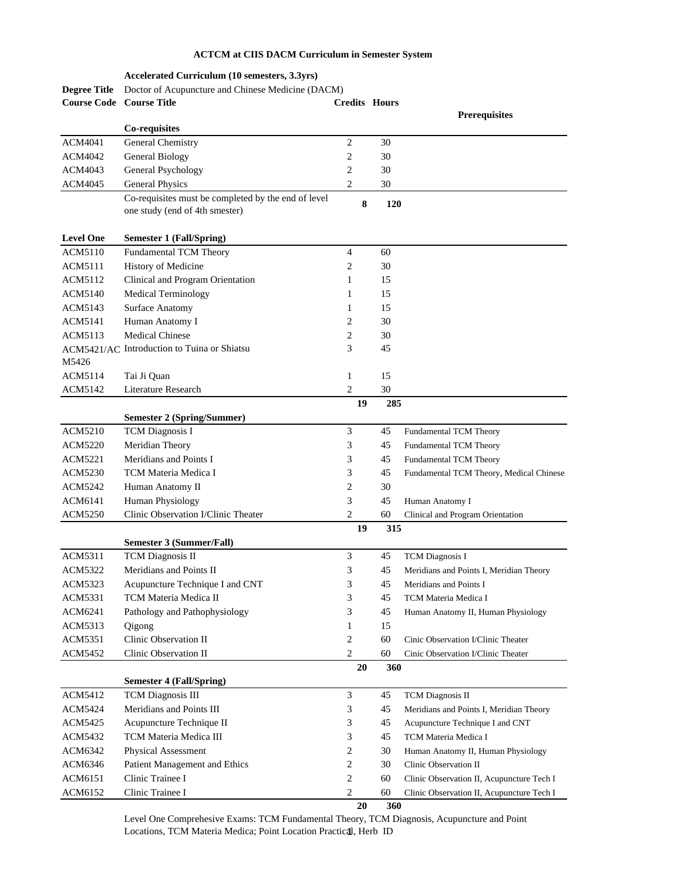# ACTCM at CIIS DACM Curriculum in Semester System

**Accelerated Curriculum (10 semesters, 3.3yrs)**

**Degree Title** Doctor of Acupuncture and Chinese Medicine (DACM)

| Course Code | Course Title | Credits | Hours | Prerequisites |
|---|---|---|---|---|
| | **Co-requisites** | | | |
| ACM4041 | General Chemistry | 2 | 30 | |
| ACM4042 | General Biology | 2 | 30 | |
| ACM4043 | General Psychology | 2 | 30 | |
| ACM4045 | General Physics | 2 | 30 | |
| | Co-requisites must be completed by the end of level one study (end of 4th smester) | **8** | **120** | |
| **Level One** | **Semester 1 (Fall/Spring)** | | | |
| ACM5110 | Fundamental TCM Theory | 4 | 60 | |
| ACM5111 | History of Medicine | 2 | 30 | |
| ACM5112 | Clinical and Program Orientation | 1 | 15 | |
| ACM5140 | Medical Terminology | 1 | 15 | |
| ACM5143 | Surface Anatomy | 1 | 15 | |
| ACM5141 | Human Anatomy I | 2 | 30 | |
| ACM5113 | Medical Chinese | 2 | 30 | |
| ACM5421/ACM5426 | Introduction to Tuina or Shiatsu | 3 | 45 | |
| ACM5114 | Tai Ji Quan | 1 | 15 | |
| ACM5142 | Literature Research | 2 | 30 | |
| | | **19** | **285** | |
| | **Semester 2 (Spring/Summer)** | | | |
| ACM5210 | TCM Diagnosis I | 3 | 45 | Fundamental TCM Theory |
| ACM5220 | Meridian Theory | 3 | 45 | Fundamental TCM Theory |
| ACM5221 | Meridians and Points I | 3 | 45 | Fundamental TCM Theory |
| ACM5230 | TCM Materia Medica I | 3 | 45 | Fundamental TCM Theory, Medical Chinese |
| ACM5242 | Human Anatomy II | 2 | 30 | |
| ACM6141 | Human Physiology | 3 | 45 | Human Anatomy I |
| ACM5250 | Clinic Observation I/Clinic Theater | 2 | 60 | Clinical and Program Orientation |
| | | **19** | **315** | |
| | **Semester 3 (Summer/Fall)** | | | |
| ACM5311 | TCM Diagnosis II | 3 | 45 | TCM Diagnosis I |
| ACM5322 | Meridians and Points II | 3 | 45 | Meridians and Points I, Meridian Theory |
| ACM5323 | Acupuncture Technique I and CNT | 3 | 45 | Meridians and Points I |
| ACM5331 | TCM Materia Medica II | 3 | 45 | TCM Materia Medica I |
| ACM6241 | Pathology and Pathophysiology | 3 | 45 | Human Anatomy II, Human Physiology |
| ACM5313 | Qigong | 1 | 15 | |
| ACM5351 | Clinic Observation II | 2 | 60 | Cinic Observation I/Clinic Theater |
| ACM5452 | Clinic Observation II | 2 | 60 | Cinic Observation I/Clinic Theater |
| | | **20** | **360** | |
| | **Semester 4 (Fall/Spring)** | | | |
| ACM5412 | TCM Diagnosis III | 3 | 45 | TCM Diagnosis II |
| ACM5424 | Meridians and Points III | 3 | 45 | Meridians and Points I, Meridian Theory |
| ACM5425 | Acupuncture Technique II | 3 | 45 | Acupuncture Technique I and CNT |
| ACM5432 | TCM Materia Medica III | 3 | 45 | TCM Materia Medica I |
| ACM6342 | Physical Assessment | 2 | 30 | Human Anatomy II, Human Physiology |
| ACM6346 | Patient Management and Ethics | 2 | 30 | Clinic Observation II |
| ACM6151 | Clinic Trainee I | 2 | 60 | Clinic Observation II, Acupuncture Tech I |
| ACM6152 | Clinic Trainee I | 2 | 60 | Clinic Observation II, Acupuncture Tech I |
| | | **20** | **360** | |

Level One Comprehesive Exams: TCM Fundamental Theory, TCM Diagnosis, Acupuncture and Point Locations, TCM Materia Medica; Point Location Practical, Herb ID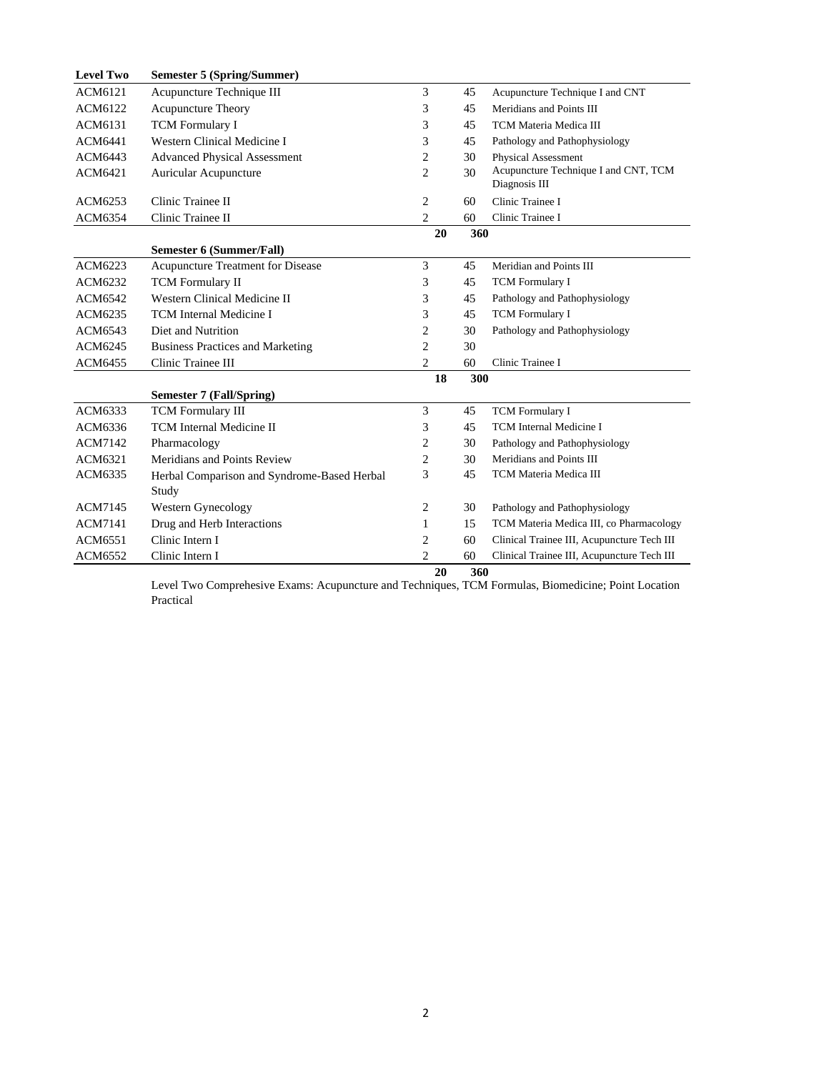| Level Two | Semester 5 (Spring/Summer) | | | |
|---|---|---|---|---|
| ACM6121 | Acupuncture Technique III | 3 | 45 | Acupuncture Technique I and CNT |
| ACM6122 | Acupuncture Theory | 3 | 45 | Meridians and Points III |
| ACM6131 | TCM Formulary I | 3 | 45 | TCM Materia Medica III |
| ACM6441 | Western Clinical Medicine I | 3 | 45 | Pathology and Pathophysiology |
| ACM6443 | Advanced Physical Assessment | 2 | 30 | Physical Assessment |
| ACM6421 | Auricular Acupuncture | 2 | 30 | Acupuncture Technique I and CNT, TCM Diagnosis III |
| ACM6253 | Clinic Trainee II | 2 | 60 | Clinic Trainee I |
| ACM6354 | Clinic Trainee II | 2 | 60 | Clinic Trainee I |
| | | **20** | **360** | |
| | **Semester 6 (Summer/Fall)** | | | |
| ACM6223 | Acupuncture Treatment for Disease | 3 | 45 | Meridian and Points III |
| ACM6232 | TCM Formulary II | 3 | 45 | TCM Formulary I |
| ACM6542 | Western Clinical Medicine II | 3 | 45 | Pathology and Pathophysiology |
| ACM6235 | TCM Internal Medicine I | 3 | 45 | TCM Formulary I |
| ACM6543 | Diet and Nutrition | 2 | 30 | Pathology and Pathophysiology |
| ACM6245 | Business Practices and Marketing | 2 | 30 | |
| ACM6455 | Clinic Trainee III | 2 | 60 | Clinic Trainee I |
| | | **18** | **300** | |
| | **Semester 7 (Fall/Spring)** | | | |
| ACM6333 | TCM Formulary III | 3 | 45 | TCM Formulary I |
| ACM6336 | TCM Internal Medicine II | 3 | 45 | TCM Internal Medicine I |
| ACM7142 | Pharmacology | 2 | 30 | Pathology and Pathophysiology |
| ACM6321 | Meridians and Points Review | 2 | 30 | Meridians and Points III |
| ACM6335 | Herbal Comparison and Syndrome-Based Herbal Study | 3 | 45 | TCM Materia Medica III |
| ACM7145 | Western Gynecology | 2 | 30 | Pathology and Pathophysiology |
| ACM7141 | Drug and Herb Interactions | 1 | 15 | TCM Materia Medica III, co Pharmacology |
| ACM6551 | Clinic Intern I | 2 | 60 | Clinical Trainee III, Acupuncture Tech III |
| ACM6552 | Clinic Intern I | 2 | 60 | Clinical Trainee III, Acupuncture Tech III |
| | | **20** | **360** | |

Level Two Comprehesive Exams: Acupuncture and Techniques, TCM Formulas, Biomedicine; Point Location Practical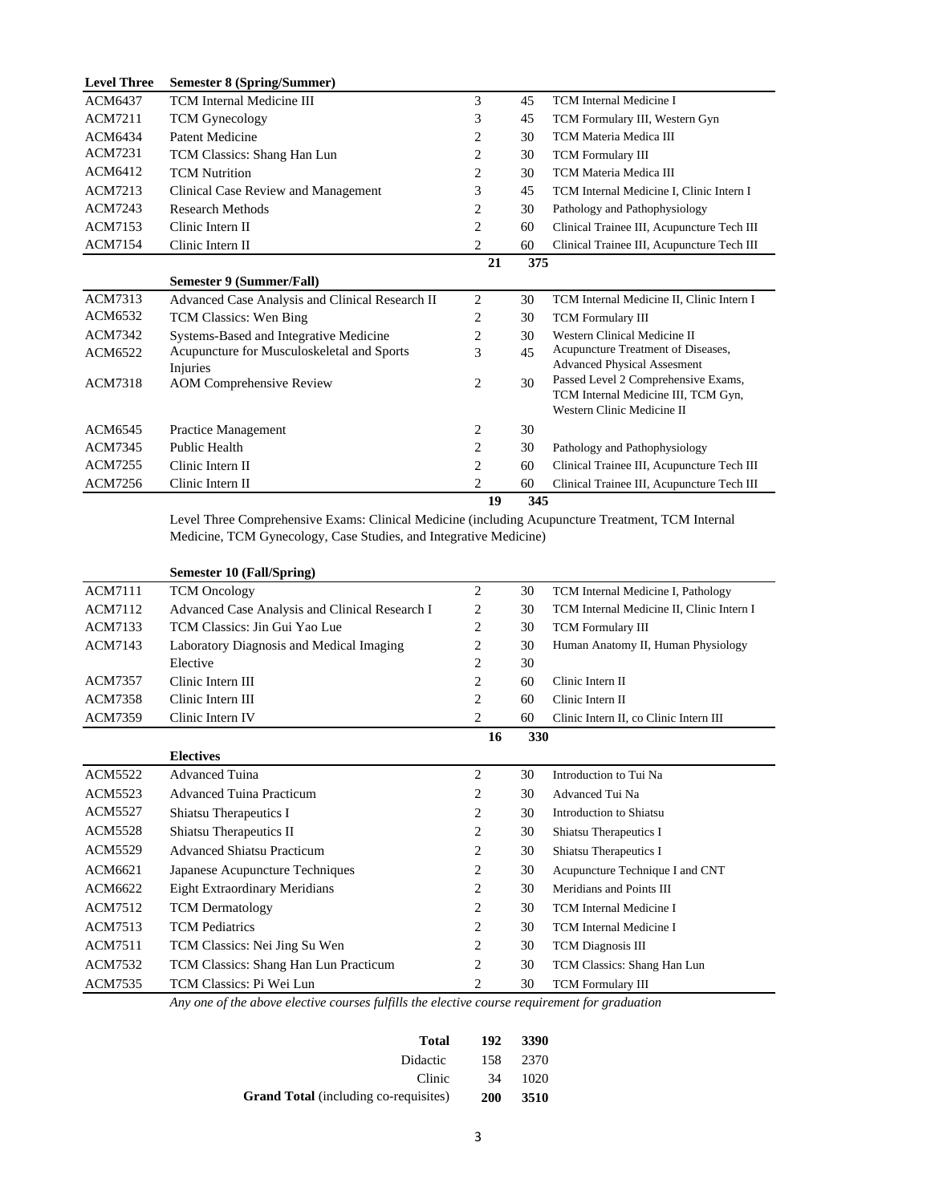| Level Three | Semester 8 (Spring/Summer) | | | |
|---|---|---|---|---|
| ACM6437 | TCM Internal Medicine III | 3 | 45 | TCM Internal Medicine I |
| ACM7211 | TCM Gynecology | 3 | 45 | TCM Formulary III, Western Gyn |
| ACM6434 | Patent Medicine | 2 | 30 | TCM Materia Medica III |
| ACM7231 | TCM Classics: Shang Han Lun | 2 | 30 | TCM Formulary III |
| ACM6412 | TCM Nutrition | 2 | 30 | TCM Materia Medica III |
| ACM7213 | Clinical Case Review and Management | 3 | 45 | TCM Internal Medicine I, Clinic Intern I |
| ACM7243 | Research Methods | 2 | 30 | Pathology and Pathophysiology |
| ACM7153 | Clinic Intern II | 2 | 60 | Clinical Trainee III, Acupuncture Tech III |
| ACM7154 | Clinic Intern II | 2 | 60 | Clinical Trainee III, Acupuncture Tech III |
| | | **21** | **375** | |

| | Semester 9 (Summer/Fall) | | | |
|---|---|---|---|---|
| ACM7313 | Advanced Case Analysis and Clinical Research II | 2 | 30 | TCM Internal Medicine II, Clinic Intern I |
| ACM6532 | TCM Classics: Wen Bing | 2 | 30 | TCM Formulary III |
| ACM7342 | Systems-Based and Integrative Medicine | 2 | 30 | Western Clinical Medicine II |
| ACM6522 | Acupuncture for Musculoskeletal and Sports Injuries | 3 | 45 | Acupuncture Treatment of Diseases, Advanced Physical Assesment |
| ACM7318 | AOM Comprehensive Review | 2 | 30 | Passed Level 2 Comprehensive Exams, TCM Internal Medicine III, TCM Gyn, Western Clinic Medicine II |
| ACM6545 | Practice Management | 2 | 30 | |
| ACM7345 | Public Health | 2 | 30 | Pathology and Pathophysiology |
| ACM7255 | Clinic Intern II | 2 | 60 | Clinical Trainee III, Acupuncture Tech III |
| ACM7256 | Clinic Intern II | 2 | 60 | Clinical Trainee III, Acupuncture Tech III |
| | | **19** | **345** | |

Level Three Comprehensive Exams: Clinical Medicine (including Acupuncture Treatment, TCM Internal Medicine, TCM Gynecology, Case Studies, and Integrative Medicine)

| | Semester 10 (Fall/Spring) | | | |
|---|---|---|---|---|
| ACM7111 | TCM Oncology | 2 | 30 | TCM Internal Medicine I, Pathology |
| ACM7112 | Advanced Case Analysis and Clinical Research I | 2 | 30 | TCM Internal Medicine II, Clinic Intern I |
| ACM7133 | TCM Classics: Jin Gui Yao Lue | 2 | 30 | TCM Formulary III |
| ACM7143 | Laboratory Diagnosis and Medical Imaging | 2 | 30 | Human Anatomy II, Human Physiology |
| | Elective | 2 | 30 | |
| ACM7357 | Clinic Intern III | 2 | 60 | Clinic Intern II |
| ACM7358 | Clinic Intern III | 2 | 60 | Clinic Intern II |
| ACM7359 | Clinic Intern IV | 2 | 60 | Clinic Intern II, co Clinic Intern III |
| | | **16** | **330** | |

| | Electives | | | |
|---|---|---|---|---|
| ACM5522 | Advanced Tuina | 2 | 30 | Introduction to Tui Na |
| ACM5523 | Advanced Tuina Practicum | 2 | 30 | Advanced Tui Na |
| ACM5527 | Shiatsu Therapeutics I | 2 | 30 | Introduction to Shiatsu |
| ACM5528 | Shiatsu Therapeutics II | 2 | 30 | Shiatsu Therapeutics I |
| ACM5529 | Advanced Shiatsu Practicum | 2 | 30 | Shiatsu Therapeutics I |
| ACM6621 | Japanese Acupuncture Techniques | 2 | 30 | Acupuncture Technique I and CNT |
| ACM6622 | Eight Extraordinary Meridians | 2 | 30 | Meridians and Points III |
| ACM7512 | TCM Dermatology | 2 | 30 | TCM Internal Medicine I |
| ACM7513 | TCM Pediatrics | 2 | 30 | TCM Internal Medicine I |
| ACM7511 | TCM Classics: Nei Jing Su Wen | 2 | 30 | TCM Diagnosis III |
| ACM7532 | TCM Classics: Shang Han Lun Practicum | 2 | 30 | TCM Classics: Shang Han Lun |
| ACM7535 | TCM Classics: Pi Wei Lun | 2 | 30 | TCM Formulary III |

*Any one of the above elective courses fulfills the elective course requirement for graduation*

| | | |
|---|---|---|
| **Total** | **192** | **3390** |
| Didactic | 158 | 2370 |
| Clinic | 34 | 1020 |
| **Grand Total** (including co-requisites) | **200** | **3510** |